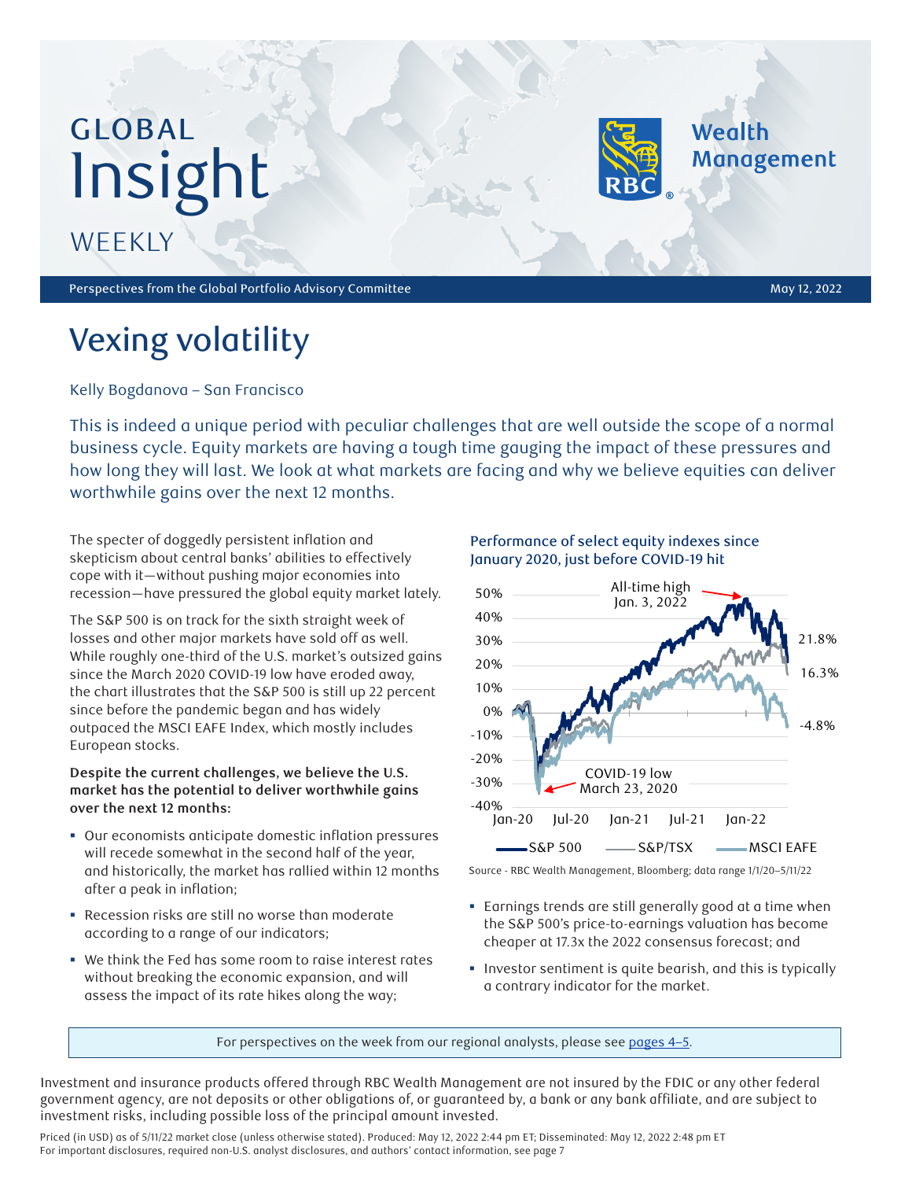# GLOBAL Insight WEEKLY

Perspectives from the Global Portfolio Advisory Committee

May 12, 2022

# Vexing volatility

Kelly Bogdanova – San Francisco

This is indeed a unique period with peculiar challenges that are well outside the scope of a normal business cycle. Equity markets are having a tough time gauging the impact of these pressures and how long they will last. We look at what markets are facing and why we believe equities can deliver worthwhile gains over the next 12 months.

The specter of doggedly persistent inflation and skepticism about central banks' abilities to effectively cope with it—without pushing major economies into recession—have pressured the global equity market lately.

The S&P 500 is on track for the sixth straight week of losses and other major markets have sold off as well. While roughly one-third of the U.S. market's outsized gains since the March 2020 COVID-19 low have eroded away, the chart illustrates that the S&P 500 is still up 22 percent since before the pandemic began and has widely outpaced the MSCI EAFE Index, which mostly includes European stocks.

**Despite the current challenges, we believe the U.S. market has the potential to deliver worthwhile gains over the next 12 months:**

- Our economists anticipate domestic inflation pressures will recede somewhat in the second half of the year, and historically, the market has rallied within 12 months after a peak in inflation;
- Recession risks are still no worse than moderate according to a range of our indicators;
- We think the Fed has some room to raise interest rates without breaking the economic expansion, and will assess the impact of its rate hikes along the way;

**Performance of select equity indexes since January 2020, just before COVID-19 hit**

Source - RBC Wealth Management, Bloomberg; data range 1/1/20–5/11/22

- Earnings trends are still generally good at a time when the S&P 500's price-to-earnings valuation has become cheaper at 17.3x the 2022 consensus forecast; and
- Investor sentiment is quite bearish, and this is typically a contrary indicator for the market.

For perspectives on the week from our regional analysts, please see pages 4–5.

Investment and insurance products offered through RBC Wealth Management are not insured by the FDIC or any other federal government agency, are not deposits or other obligations of, or guaranteed by, a bank or any bank affiliate, and are subject to investment risks, including possible loss of the principal amount invested.

Priced (in USD) as of 5/11/22 market close (unless otherwise stated). Produced: May 12, 2022 2:44 pm ET; Disseminated: May 12, 2022 2:48 pm ET
For important disclosures, required non-U.S. analyst disclosures, and authors' contact information, see page 7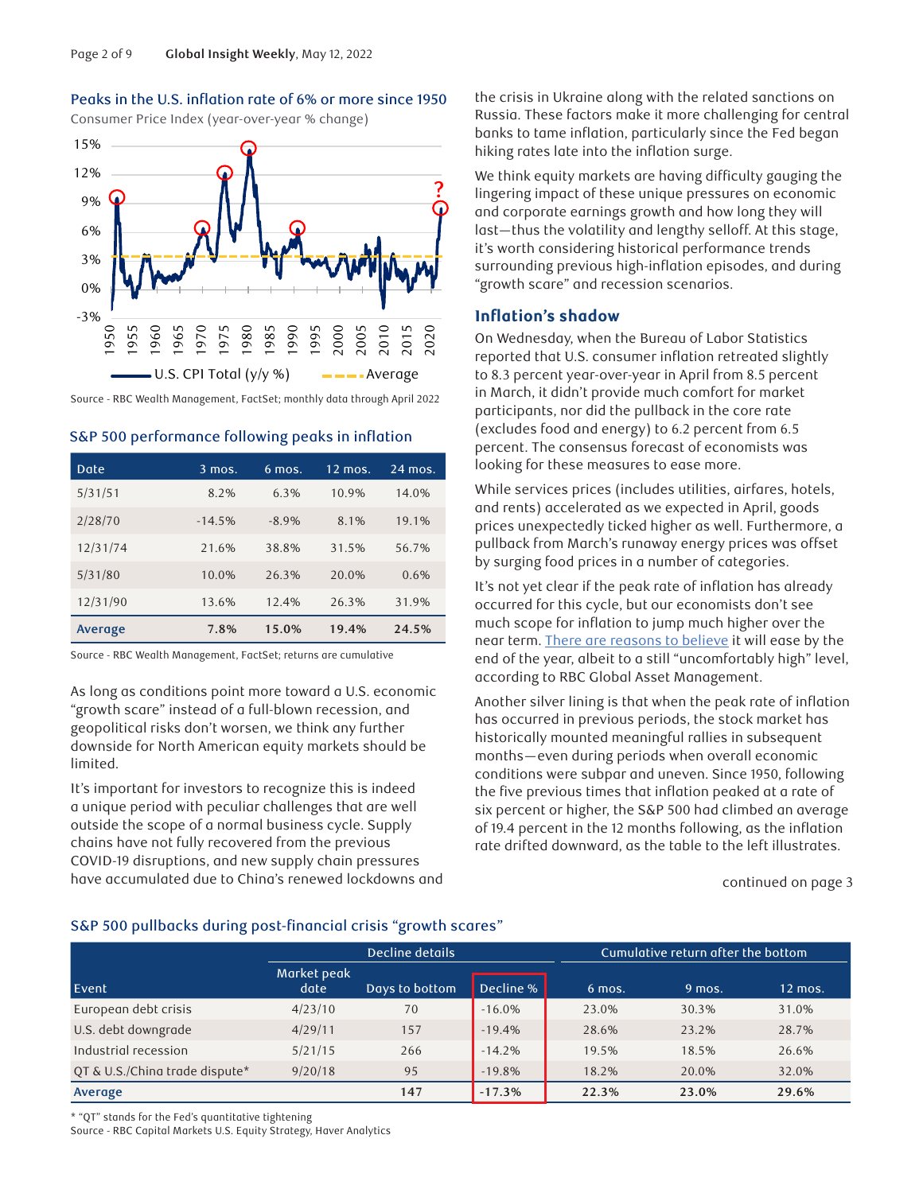### Peaks in the U.S. inflation rate of 6% or more since 1950

Consumer Price Index (year-over-year % change)

Source - RBC Wealth Management, FactSet; monthly data through April 2022

### S&P 500 performance following peaks in inflation

| Date | 3 mos. | 6 mos. | 12 mos. | 24 mos. |
|---|---|---|---|---|
| 5/31/51 | 8.2% | 6.3% | 10.9% | 14.0% |
| 2/28/70 | -14.5% | -8.9% | 8.1% | 19.1% |
| 12/31/74 | 21.6% | 38.8% | 31.5% | 56.7% |
| 5/31/80 | 10.0% | 26.3% | 20.0% | 0.6% |
| 12/31/90 | 13.6% | 12.4% | 26.3% | 31.9% |
| **Average** | **7.8%** | **15.0%** | **19.4%** | **24.5%** |

Source - RBC Wealth Management, FactSet; returns are cumulative

As long as conditions point more toward a U.S. economic "growth scare" instead of a full-blown recession, and geopolitical risks don't worsen, we think any further downside for North American equity markets should be limited.

It's important for investors to recognize this is indeed a unique period with peculiar challenges that are well outside the scope of a normal business cycle. Supply chains have not fully recovered from the previous COVID-19 disruptions, and new supply chain pressures have accumulated due to China's renewed lockdowns and the crisis in Ukraine along with the related sanctions on Russia. These factors make it more challenging for central banks to tame inflation, particularly since the Fed began hiking rates late into the inflation surge.

We think equity markets are having difficulty gauging the lingering impact of these unique pressures on economic and corporate earnings growth and how long they will last—thus the volatility and lengthy selloff. At this stage, it's worth considering historical performance trends surrounding previous high-inflation episodes, and during "growth scare" and recession scenarios.

## Inflation's shadow

On Wednesday, when the Bureau of Labor Statistics reported that U.S. consumer inflation retreated slightly to 8.3 percent year-over-year in April from 8.5 percent in March, it didn't provide much comfort for market participants, nor did the pullback in the core rate (excludes food and energy) to 6.2 percent from 6.5 percent. The consensus forecast of economists was looking for these measures to ease more.

While services prices (includes utilities, airfares, hotels, and rents) accelerated as we expected in April, goods prices unexpectedly ticked higher as well. Furthermore, a pullback from March's runaway energy prices was offset by surging food prices in a number of categories.

It's not yet clear if the peak rate of inflation has already occurred for this cycle, but our economists don't see much scope for inflation to jump much higher over the near term. There are reasons to believe it will ease by the end of the year, albeit to a still "uncomfortably high" level, according to RBC Global Asset Management.

Another silver lining is that when the peak rate of inflation has occurred in previous periods, the stock market has historically mounted meaningful rallies in subsequent months—even during periods when overall economic conditions were subpar and uneven. Since 1950, following the five previous times that inflation peaked at a rate of six percent or higher, the S&P 500 had climbed an average of 19.4 percent in the 12 months following, as the inflation rate drifted downward, as the table to the left illustrates.

continued on page 3

### S&P 500 pullbacks during post-financial crisis "growth scares"

| | Decline details | | | Cumulative return after the bottom | | |
|---|---|---|---|---|---|---|
| Event | Market peak date | Days to bottom | Decline % | 6 mos. | 9 mos. | 12 mos. |
| European debt crisis | 4/23/10 | 70 | -16.0% | 23.0% | 30.3% | 31.0% |
| U.S. debt downgrade | 4/29/11 | 157 | -19.4% | 28.6% | 23.2% | 28.7% |
| Industrial recession | 5/21/15 | 266 | -14.2% | 19.5% | 18.5% | 26.6% |
| QT & U.S./China trade dispute* | 9/20/18 | 95 | -19.8% | 18.2% | 20.0% | 32.0% |
| **Average** | | **147** | **-17.3%** | **22.3%** | **23.0%** | **29.6%** |

* "QT" stands for the Fed's quantitative tightening

Source - RBC Capital Markets U.S. Equity Strategy, Haver Analytics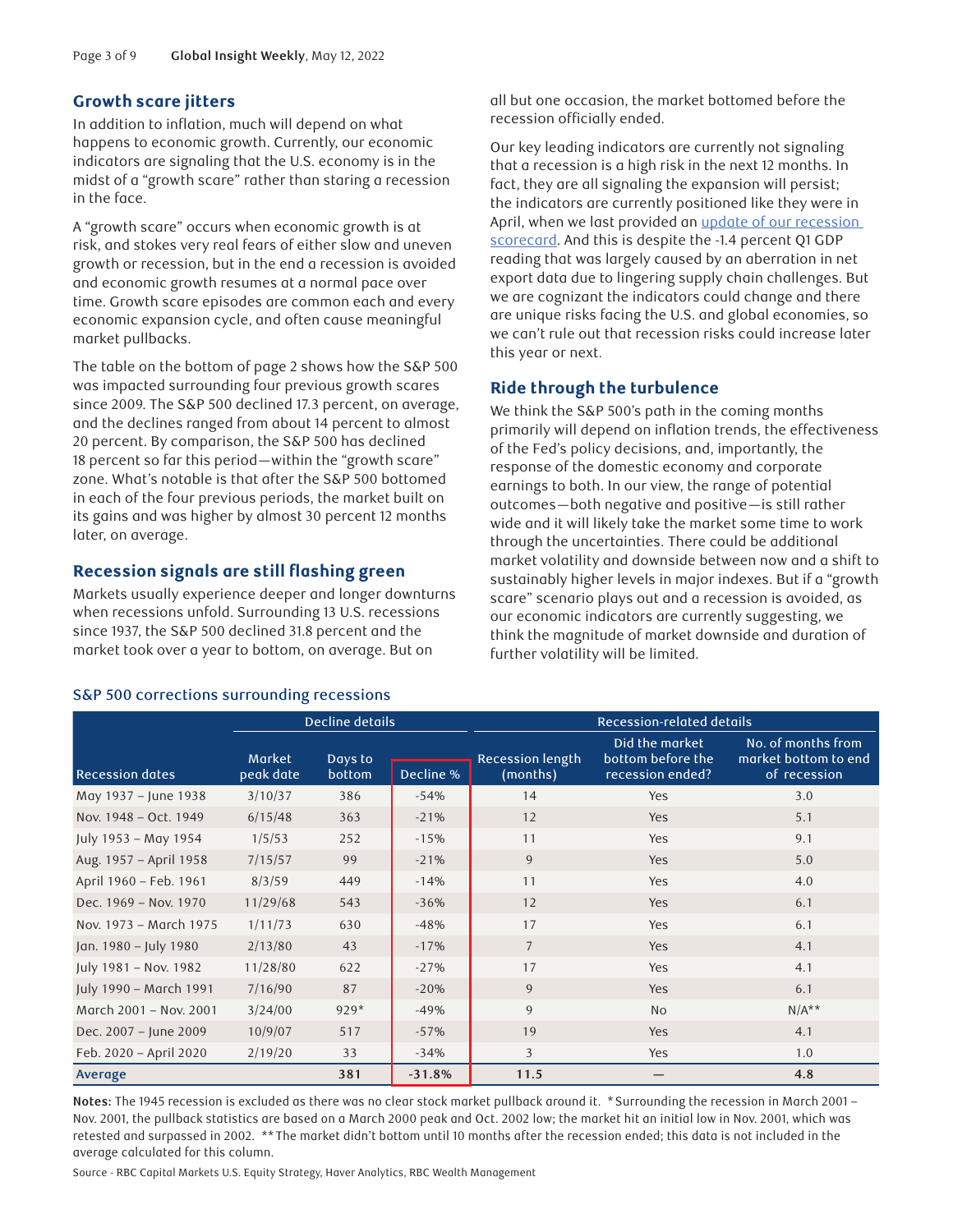## Growth scare jitters

In addition to inflation, much will depend on what happens to economic growth. Currently, our economic indicators are signaling that the U.S. economy is in the midst of a "growth scare" rather than staring a recession in the face.

A "growth scare" occurs when economic growth is at risk, and stokes very real fears of either slow and uneven growth or recession, but in the end a recession is avoided and economic growth resumes at a normal pace over time. Growth scare episodes are common each and every economic expansion cycle, and often cause meaningful market pullbacks.

The table on the bottom of page 2 shows how the S&P 500 was impacted surrounding four previous growth scares since 2009. The S&P 500 declined 17.3 percent, on average, and the declines ranged from about 14 percent to almost 20 percent. By comparison, the S&P 500 has declined 18 percent so far this period—within the "growth scare" zone. What's notable is that after the S&P 500 bottomed in each of the four previous periods, the market built on its gains and was higher by almost 30 percent 12 months later, on average.

## Recession signals are still flashing green

Markets usually experience deeper and longer downturns when recessions unfold. Surrounding 13 U.S. recessions since 1937, the S&P 500 declined 31.8 percent and the market took over a year to bottom, on average. But on all but one occasion, the market bottomed before the recession officially ended.

Our key leading indicators are currently not signaling that a recession is a high risk in the next 12 months. In fact, they are all signaling the expansion will persist; the indicators are currently positioned like they were in April, when we last provided an update of our recession scorecard. And this is despite the -1.4 percent Q1 GDP reading that was largely caused by an aberration in net export data due to lingering supply chain challenges. But we are cognizant the indicators could change and there are unique risks facing the U.S. and global economies, so we can't rule out that recession risks could increase later this year or next.

## Ride through the turbulence

We think the S&P 500's path in the coming months primarily will depend on inflation trends, the effectiveness of the Fed's policy decisions, and, importantly, the response of the domestic economy and corporate earnings to both. In our view, the range of potential outcomes—both negative and positive—is still rather wide and it will likely take the market some time to work through the uncertainties. There could be additional market volatility and downside between now and a shift to sustainably higher levels in major indexes. But if a "growth scare" scenario plays out and a recession is avoided, as our economic indicators are currently suggesting, we think the magnitude of market downside and duration of further volatility will be limited.

### S&P 500 corrections surrounding recessions

| | Decline details | | | Recession-related details | | |
|---|---|---|---|---|---|---|
| Recession dates | Market peak date | Days to bottom | Decline % | Recession length (months) | Did the market bottom before the recession ended? | No. of months from market bottom to end of recession |
| May 1937 – June 1938 | 3/10/37 | 386 | -54% | 14 | Yes | 3.0 |
| Nov. 1948 – Oct. 1949 | 6/15/48 | 363 | -21% | 12 | Yes | 5.1 |
| July 1953 – May 1954 | 1/5/53 | 252 | -15% | 11 | Yes | 9.1 |
| Aug. 1957 – April 1958 | 7/15/57 | 99 | -21% | 9 | Yes | 5.0 |
| April 1960 – Feb. 1961 | 8/3/59 | 449 | -14% | 11 | Yes | 4.0 |
| Dec. 1969 – Nov. 1970 | 11/29/68 | 543 | -36% | 12 | Yes | 6.1 |
| Nov. 1973 – March 1975 | 1/11/73 | 630 | -48% | 17 | Yes | 6.1 |
| Jan. 1980 – July 1980 | 2/13/80 | 43 | -17% | 7 | Yes | 4.1 |
| July 1981 – Nov. 1982 | 11/28/80 | 622 | -27% | 17 | Yes | 4.1 |
| July 1990 – March 1991 | 7/16/90 | 87 | -20% | 9 | Yes | 6.1 |
| March 2001 – Nov. 2001 | 3/24/00 | 929* | -49% | 9 | No | N/A** |
| Dec. 2007 – June 2009 | 10/9/07 | 517 | -57% | 19 | Yes | 4.1 |
| Feb. 2020 – April 2020 | 2/19/20 | 33 | -34% | 3 | Yes | 1.0 |
| **Average** | | **381** | **-31.8%** | **11.5** | **—** | **4.8** |

**Notes:** The 1945 recession is excluded as there was no clear stock market pullback around it. *Surrounding the recession in March 2001 – Nov. 2001, the pullback statistics are based on a March 2000 peak and Oct. 2002 low; the market hit an initial low in Nov. 2001, which was retested and surpassed in 2002. **The market didn't bottom until 10 months after the recession ended; this data is not included in the average calculated for this column.

Source - RBC Capital Markets U.S. Equity Strategy, Haver Analytics, RBC Wealth Management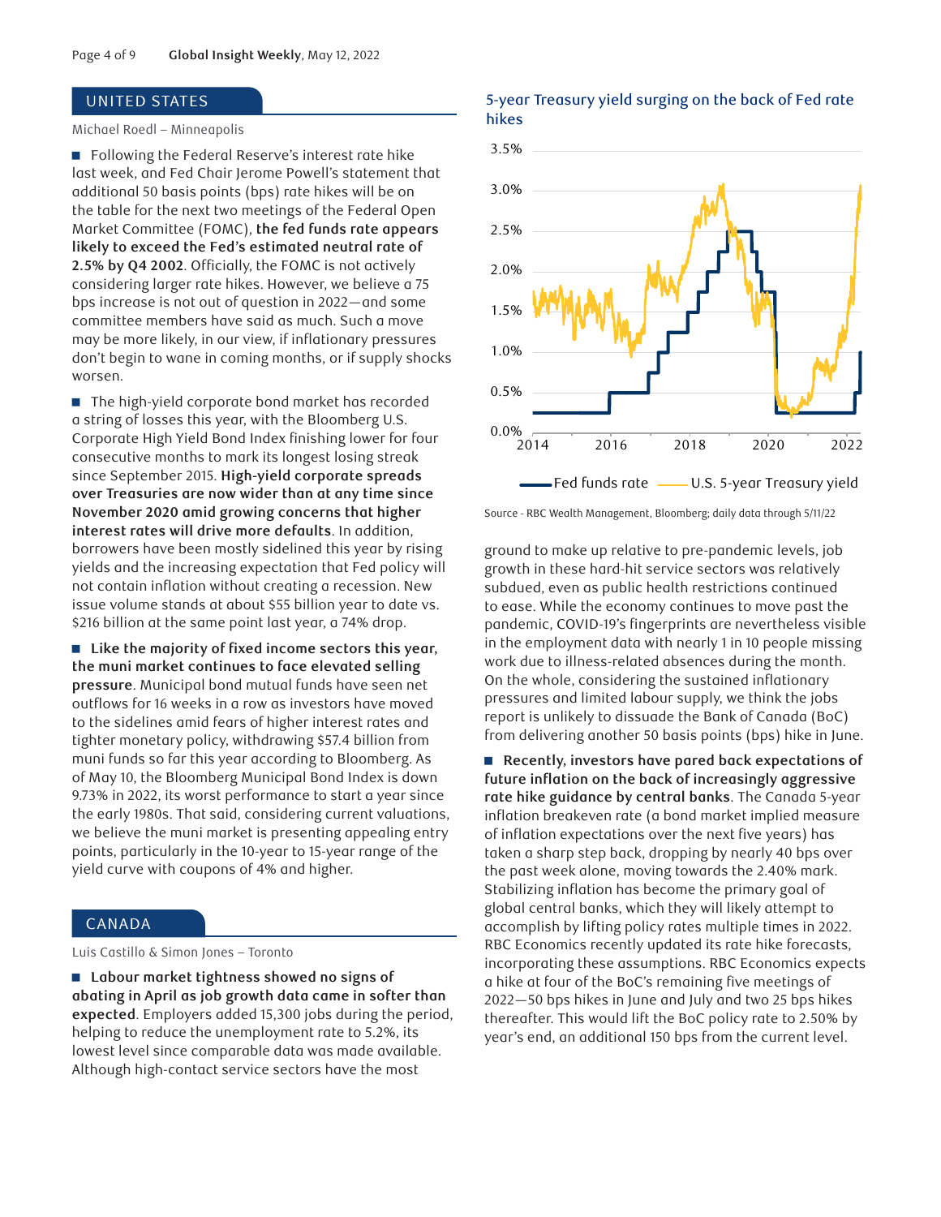## UNITED STATES

Michael Roedl – Minneapolis

- Following the Federal Reserve's interest rate hike last week, and Fed Chair Jerome Powell's statement that additional 50 basis points (bps) rate hikes will be on the table for the next two meetings of the Federal Open Market Committee (FOMC), **the fed funds rate appears likely to exceed the Fed's estimated neutral rate of 2.5% by Q4 2002**. Officially, the FOMC is not actively considering larger rate hikes. However, we believe a 75 bps increase is not out of question in 2022—and some committee members have said as much. Such a move may be more likely, in our view, if inflationary pressures don't begin to wane in coming months, or if supply shocks worsen.

- The high-yield corporate bond market has recorded a string of losses this year, with the Bloomberg U.S. Corporate High Yield Bond Index finishing lower for four consecutive months to mark its longest losing streak since September 2015. **High-yield corporate spreads over Treasuries are now wider than at any time since November 2020 amid growing concerns that higher interest rates will drive more defaults**. In addition, borrowers have been mostly sidelined this year by rising yields and the increasing expectation that Fed policy will not contain inflation without creating a recession. New issue volume stands at about $55 billion year to date vs. $216 billion at the same point last year, a 74% drop.

- **Like the majority of fixed income sectors this year, the muni market continues to face elevated selling pressure**. Municipal bond mutual funds have seen net outflows for 16 weeks in a row as investors have moved to the sidelines amid fears of higher interest rates and tighter monetary policy, withdrawing $57.4 billion from muni funds so far this year according to Bloomberg. As of May 10, the Bloomberg Municipal Bond Index is down 9.73% in 2022, its worst performance to start a year since the early 1980s. That said, considering current valuations, we believe the muni market is presenting appealing entry points, particularly in the 10-year to 15-year range of the yield curve with coupons of 4% and higher.

**5-year Treasury yield surging on the back of Fed rate hikes**

Source - RBC Wealth Management, Bloomberg; daily data through 5/11/22

## CANADA

Luis Castillo & Simon Jones – Toronto

- **Labour market tightness showed no signs of abating in April as job growth data came in softer than expected**. Employers added 15,300 jobs during the period, helping to reduce the unemployment rate to 5.2%, its lowest level since comparable data was made available. Although high-contact service sectors have the most ground to make up relative to pre-pandemic levels, job growth in these hard-hit service sectors was relatively subdued, even as public health restrictions continued to ease. While the economy continues to move past the pandemic, COVID-19's fingerprints are nevertheless visible in the employment data with nearly 1 in 10 people missing work due to illness-related absences during the month. On the whole, considering the sustained inflationary pressures and limited labour supply, we think the jobs report is unlikely to dissuade the Bank of Canada (BoC) from delivering another 50 basis points (bps) hike in June.

- **Recently, investors have pared back expectations of future inflation on the back of increasingly aggressive rate hike guidance by central banks**. The Canada 5-year inflation breakeven rate (a bond market implied measure of inflation expectations over the next five years) has taken a sharp step back, dropping by nearly 40 bps over the past week alone, moving towards the 2.40% mark. Stabilizing inflation has become the primary goal of global central banks, which they will likely attempt to accomplish by lifting policy rates multiple times in 2022. RBC Economics recently updated its rate hike forecasts, incorporating these assumptions. RBC Economics expects a hike at four of the BoC's remaining five meetings of 2022—50 bps hikes in June and July and two 25 bps hikes thereafter. This would lift the BoC policy rate to 2.50% by year's end, an additional 150 bps from the current level.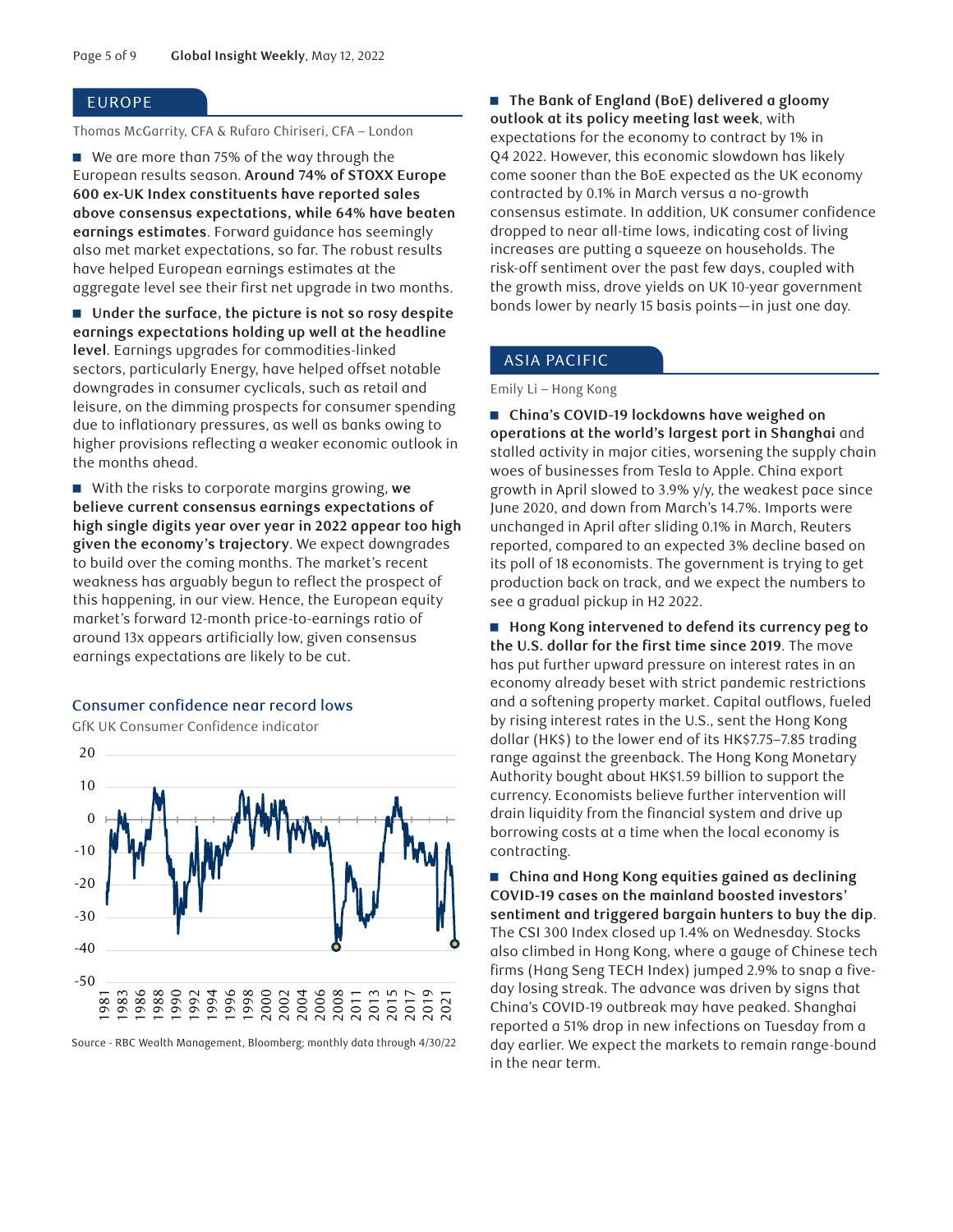## EUROPE

Thomas McGarrity, CFA & Rufaro Chiriseri, CFA – London

- We are more than 75% of the way through the European results season. **Around 74% of STOXX Europe 600 ex-UK Index constituents have reported sales above consensus expectations, while 64% have beaten earnings estimates**. Forward guidance has seemingly also met market expectations, so far. The robust results have helped European earnings estimates at the aggregate level see their first net upgrade in two months.

- **Under the surface, the picture is not so rosy despite earnings expectations holding up well at the headline level**. Earnings upgrades for commodities-linked sectors, particularly Energy, have helped offset notable downgrades in consumer cyclicals, such as retail and leisure, on the dimming prospects for consumer spending due to inflationary pressures, as well as banks owing to higher provisions reflecting a weaker economic outlook in the months ahead.

- With the risks to corporate margins growing, **we believe current consensus earnings expectations of high single digits year over year in 2022 appear too high given the economy's trajectory**. We expect downgrades to build over the coming months. The market's recent weakness has arguably begun to reflect the prospect of this happening, in our view. Hence, the European equity market's forward 12-month price-to-earnings ratio of around 13x appears artificially low, given consensus earnings expectations are likely to be cut.

### Consumer confidence near record lows

GfK UK Consumer Confidence indicator

Source - RBC Wealth Management, Bloomberg; monthly data through 4/30/22

- **The Bank of England (BoE) delivered a gloomy outlook at its policy meeting last week**, with expectations for the economy to contract by 1% in Q4 2022. However, this economic slowdown has likely come sooner than the BoE expected as the UK economy contracted by 0.1% in March versus a no-growth consensus estimate. In addition, UK consumer confidence dropped to near all-time lows, indicating cost of living increases are putting a squeeze on households. The risk-off sentiment over the past few days, coupled with the growth miss, drove yields on UK 10-year government bonds lower by nearly 15 basis points—in just one day.

## ASIA PACIFIC

Emily Li – Hong Kong

- **China's COVID-19 lockdowns have weighed on operations at the world's largest port in Shanghai** and stalled activity in major cities, worsening the supply chain woes of businesses from Tesla to Apple. China export growth in April slowed to 3.9% y/y, the weakest pace since June 2020, and down from March's 14.7%. Imports were unchanged in April after sliding 0.1% in March, Reuters reported, compared to an expected 3% decline based on its poll of 18 economists. The government is trying to get production back on track, and we expect the numbers to see a gradual pickup in H2 2022.

- **Hong Kong intervened to defend its currency peg to the U.S. dollar for the first time since 2019**. The move has put further upward pressure on interest rates in an economy already beset with strict pandemic restrictions and a softening property market. Capital outflows, fueled by rising interest rates in the U.S., sent the Hong Kong dollar (HK$) to the lower end of its HK$7.75–7.85 trading range against the greenback. The Hong Kong Monetary Authority bought about HK$1.59 billion to support the currency. Economists believe further intervention will drain liquidity from the financial system and drive up borrowing costs at a time when the local economy is contracting.

- **China and Hong Kong equities gained as declining COVID-19 cases on the mainland boosted investors' sentiment and triggered bargain hunters to buy the dip**. The CSI 300 Index closed up 1.4% on Wednesday. Stocks also climbed in Hong Kong, where a gauge of Chinese tech firms (Hang Seng TECH Index) jumped 2.9% to snap a five-day losing streak. The advance was driven by signs that China's COVID-19 outbreak may have peaked. Shanghai reported a 51% drop in new infections on Tuesday from a day earlier. We expect the markets to remain range-bound in the near term.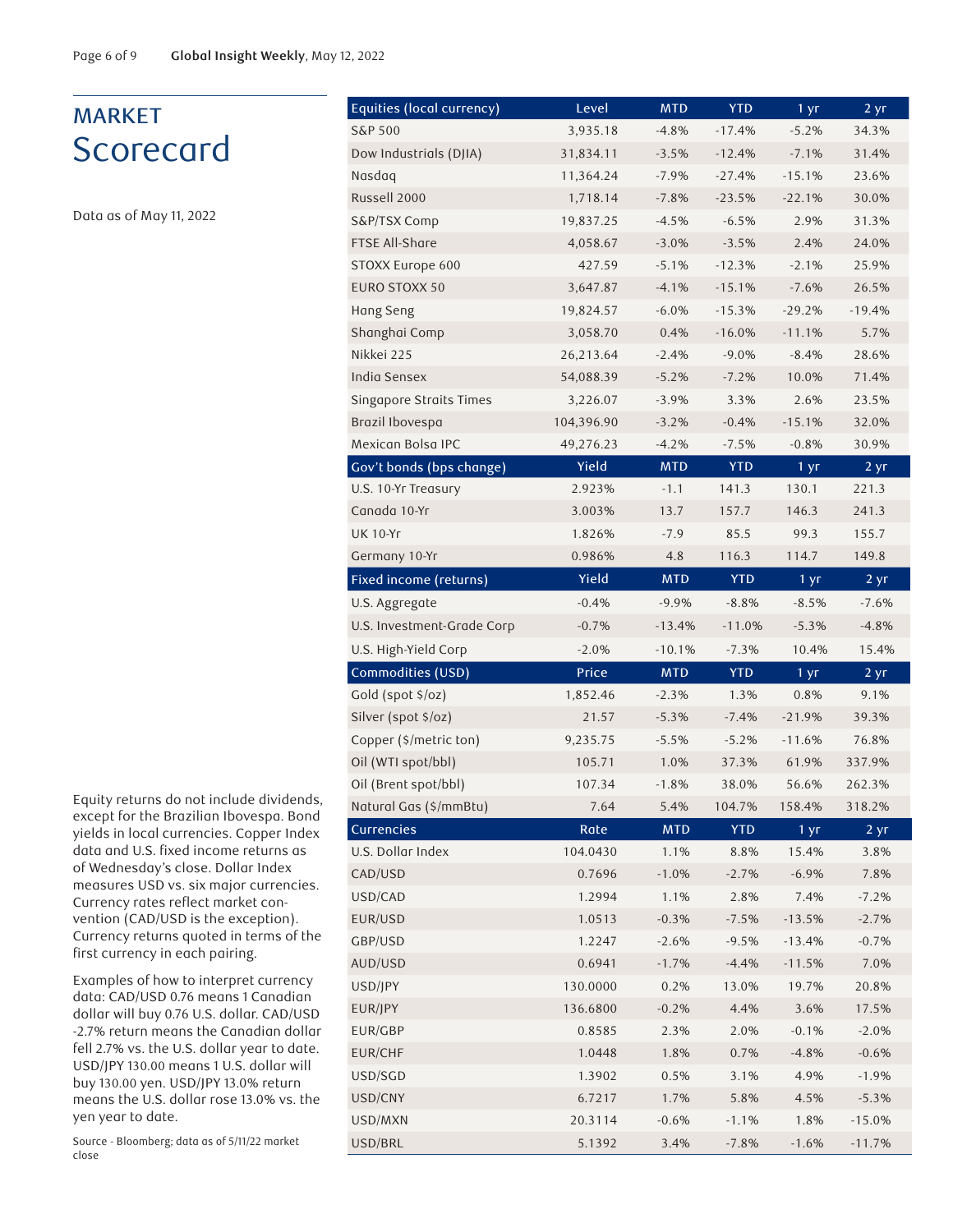# MARKET
## Scorecard

Data as of May 11, 2022

| Equities (local currency) | Level | MTD | YTD | 1 yr | 2 yr |
|---|---|---|---|---|---|
| S&P 500 | 3,935.18 | -4.8% | -17.4% | -5.2% | 34.3% |
| Dow Industrials (DJIA) | 31,834.11 | -3.5% | -12.4% | -7.1% | 31.4% |
| Nasdaq | 11,364.24 | -7.9% | -27.4% | -15.1% | 23.6% |
| Russell 2000 | 1,718.14 | -7.8% | -23.5% | -22.1% | 30.0% |
| S&P/TSX Comp | 19,837.25 | -4.5% | -6.5% | 2.9% | 31.3% |
| FTSE All-Share | 4,058.67 | -3.0% | -3.5% | 2.4% | 24.0% |
| STOXX Europe 600 | 427.59 | -5.1% | -12.3% | -2.1% | 25.9% |
| EURO STOXX 50 | 3,647.87 | -4.1% | -15.1% | -7.6% | 26.5% |
| Hang Seng | 19,824.57 | -6.0% | -15.3% | -29.2% | -19.4% |
| Shanghai Comp | 3,058.70 | 0.4% | -16.0% | -11.1% | 5.7% |
| Nikkei 225 | 26,213.64 | -2.4% | -9.0% | -8.4% | 28.6% |
| India Sensex | 54,088.39 | -5.2% | -7.2% | 10.0% | 71.4% |
| Singapore Straits Times | 3,226.07 | -3.9% | 3.3% | 2.6% | 23.5% |
| Brazil Ibovespa | 104,396.90 | -3.2% | -0.4% | -15.1% | 32.0% |
| Mexican Bolsa IPC | 49,276.23 | -4.2% | -7.5% | -0.8% | 30.9% |
| **Gov't bonds (bps change)** | **Yield** | **MTD** | **YTD** | **1 yr** | **2 yr** |
| U.S. 10-Yr Treasury | 2.923% | -1.1 | 141.3 | 130.1 | 221.3 |
| Canada 10-Yr | 3.003% | 13.7 | 157.7 | 146.3 | 241.3 |
| UK 10-Yr | 1.826% | -7.9 | 85.5 | 99.3 | 155.7 |
| Germany 10-Yr | 0.986% | 4.8 | 116.3 | 114.7 | 149.8 |
| **Fixed income (returns)** | **Yield** | **MTD** | **YTD** | **1 yr** | **2 yr** |
| U.S. Aggregate | -0.4% | -9.9% | -8.8% | -8.5% | -7.6% |
| U.S. Investment-Grade Corp | -0.7% | -13.4% | -11.0% | -5.3% | -4.8% |
| U.S. High-Yield Corp | -2.0% | -10.1% | -7.3% | 10.4% | 15.4% |
| **Commodities (USD)** | **Price** | **MTD** | **YTD** | **1 yr** | **2 yr** |
| Gold (spot $/oz) | 1,852.46 | -2.3% | 1.3% | 0.8% | 9.1% |
| Silver (spot $/oz) | 21.57 | -5.3% | -7.4% | -21.9% | 39.3% |
| Copper ($/metric ton) | 9,235.75 | -5.5% | -5.2% | -11.6% | 76.8% |
| Oil (WTI spot/bbl) | 105.71 | 1.0% | 37.3% | 61.9% | 337.9% |
| Oil (Brent spot/bbl) | 107.34 | -1.8% | 38.0% | 56.6% | 262.3% |
| Natural Gas ($/mmBtu) | 7.64 | 5.4% | 104.7% | 158.4% | 318.2% |
| **Currencies** | **Rate** | **MTD** | **YTD** | **1 yr** | **2 yr** |
| U.S. Dollar Index | 104.0430 | 1.1% | 8.8% | 15.4% | 3.8% |
| CAD/USD | 0.7696 | -1.0% | -2.7% | -6.9% | 7.8% |
| USD/CAD | 1.2994 | 1.1% | 2.8% | 7.4% | -7.2% |
| EUR/USD | 1.0513 | -0.3% | -7.5% | -13.5% | -2.7% |
| GBP/USD | 1.2247 | -2.6% | -9.5% | -13.4% | -0.7% |
| AUD/USD | 0.6941 | -1.7% | -4.4% | -11.5% | 7.0% |
| USD/JPY | 130.0000 | 0.2% | 13.0% | 19.7% | 20.8% |
| EUR/JPY | 136.6800 | -0.2% | 4.4% | 3.6% | 17.5% |
| EUR/GBP | 0.8585 | 2.3% | 2.0% | -0.1% | -2.0% |
| EUR/CHF | 1.0448 | 1.8% | 0.7% | -4.8% | -0.6% |
| USD/SGD | 1.3902 | 0.5% | 3.1% | 4.9% | -1.9% |
| USD/CNY | 6.7217 | 1.7% | 5.8% | 4.5% | -5.3% |
| USD/MXN | 20.3114 | -0.6% | -1.1% | 1.8% | -15.0% |
| USD/BRL | 5.1392 | 3.4% | -7.8% | -1.6% | -11.7% |

Equity returns do not include dividends, except for the Brazilian Ibovespa. Bond yields in local currencies. Copper Index data and U.S. fixed income returns as of Wednesday's close. Dollar Index measures USD vs. six major currencies. Currency rates reflect market convention (CAD/USD is the exception). Currency returns quoted in terms of the first currency in each pairing.

Examples of how to interpret currency data: CAD/USD 0.76 means 1 Canadian dollar will buy 0.76 U.S. dollar. CAD/USD -2.7% return means the Canadian dollar fell 2.7% vs. the U.S. dollar year to date. USD/JPY 130.00 means 1 U.S. dollar will buy 130.00 yen. USD/JPY 13.0% return means the U.S. dollar rose 13.0% vs. the yen year to date.

Source - Bloomberg; data as of 5/11/22 market close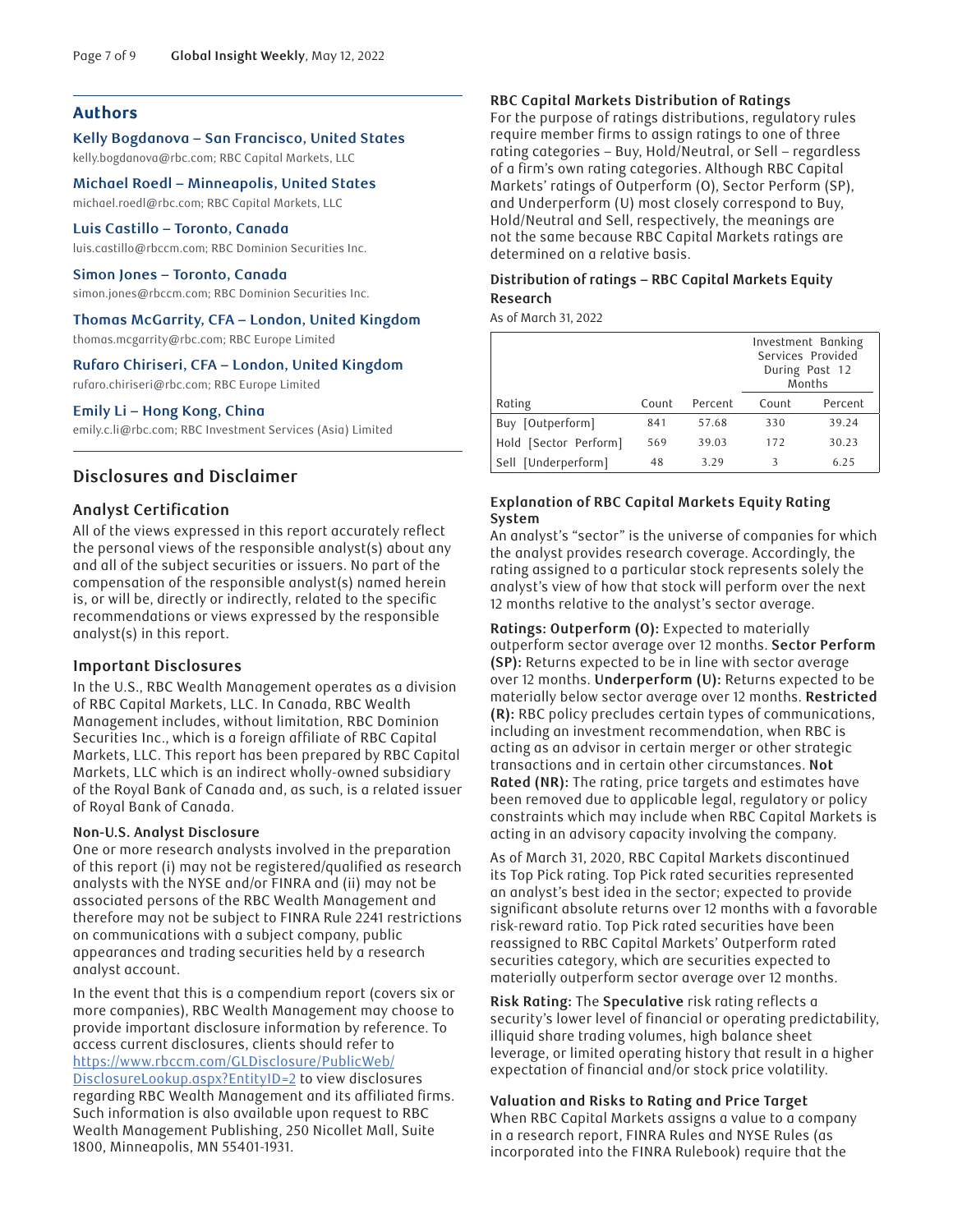## Authors

**Kelly Bogdanova – San Francisco, United States**
kelly.bogdanova@rbc.com; RBC Capital Markets, LLC

**Michael Roedl – Minneapolis, United States**
michael.roedl@rbc.com; RBC Capital Markets, LLC

**Luis Castillo – Toronto, Canada**
luis.castillo@rbccm.com; RBC Dominion Securities Inc.

**Simon Jones – Toronto, Canada**
simon.jones@rbccm.com; RBC Dominion Securities Inc.

**Thomas McGarrity, CFA – London, United Kingdom**
thomas.mcgarrity@rbc.com; RBC Europe Limited

**Rufaro Chiriseri, CFA – London, United Kingdom**
rufaro.chiriseri@rbc.com; RBC Europe Limited

**Emily Li – Hong Kong, China**
emily.c.li@rbc.com; RBC Investment Services (Asia) Limited

## Disclosures and Disclaimer

### Analyst Certification

All of the views expressed in this report accurately reflect the personal views of the responsible analyst(s) about any and all of the subject securities or issuers. No part of the compensation of the responsible analyst(s) named herein is, or will be, directly or indirectly, related to the specific recommendations or views expressed by the responsible analyst(s) in this report.

### Important Disclosures

In the U.S., RBC Wealth Management operates as a division of RBC Capital Markets, LLC. In Canada, RBC Wealth Management includes, without limitation, RBC Dominion Securities Inc., which is a foreign affiliate of RBC Capital Markets, LLC. This report has been prepared by RBC Capital Markets, LLC which is an indirect wholly-owned subsidiary of the Royal Bank of Canada and, as such, is a related issuer of Royal Bank of Canada.

#### Non-U.S. Analyst Disclosure

One or more research analysts involved in the preparation of this report (i) may not be registered/qualified as research analysts with the NYSE and/or FINRA and (ii) may not be associated persons of the RBC Wealth Management and therefore may not be subject to FINRA Rule 2241 restrictions on communications with a subject company, public appearances and trading securities held by a research analyst account.

In the event that this is a compendium report (covers six or more companies), RBC Wealth Management may choose to provide important disclosure information by reference. To access current disclosures, clients should refer to https://www.rbccm.com/GLDisclosure/PublicWeb/DisclosureLookup.aspx?EntityID=2 to view disclosures regarding RBC Wealth Management and its affiliated firms. Such information is also available upon request to RBC Wealth Management Publishing, 250 Nicollet Mall, Suite 1800, Minneapolis, MN 55401-1931.

#### RBC Capital Markets Distribution of Ratings

For the purpose of ratings distributions, regulatory rules require member firms to assign ratings to one of three rating categories – Buy, Hold/Neutral, or Sell – regardless of a firm's own rating categories. Although RBC Capital Markets' ratings of Outperform (O), Sector Perform (SP), and Underperform (U) most closely correspond to Buy, Hold/Neutral and Sell, respectively, the meanings are not the same because RBC Capital Markets ratings are determined on a relative basis.

#### Distribution of ratings – RBC Capital Markets Equity Research

As of March 31, 2022

| | | | Investment Banking Services Provided During Past 12 Months | |
|---|---|---|---|---|
| Rating | Count | Percent | Count | Percent |
| Buy [Outperform] | 841 | 57.68 | 330 | 39.24 |
| Hold [Sector Perform] | 569 | 39.03 | 172 | 30.23 |
| Sell [Underperform] | 48 | 3.29 | 3 | 6.25 |

#### Explanation of RBC Capital Markets Equity Rating System

An analyst's "sector" is the universe of companies for which the analyst provides research coverage. Accordingly, the rating assigned to a particular stock represents solely the analyst's view of how that stock will perform over the next 12 months relative to the analyst's sector average.

**Ratings: Outperform (O):** Expected to materially outperform sector average over 12 months. **Sector Perform (SP):** Returns expected to be in line with sector average over 12 months. **Underperform (U):** Returns expected to be materially below sector average over 12 months. **Restricted (R):** RBC policy precludes certain types of communications, including an investment recommendation, when RBC is acting as an advisor in certain merger or other strategic transactions and in certain other circumstances. **Not Rated (NR):** The rating, price targets and estimates have been removed due to applicable legal, regulatory or policy constraints which may include when RBC Capital Markets is acting in an advisory capacity involving the company.

As of March 31, 2020, RBC Capital Markets discontinued its Top Pick rating. Top Pick rated securities represented an analyst's best idea in the sector; expected to provide significant absolute returns over 12 months with a favorable risk-reward ratio. Top Pick rated securities have been reassigned to RBC Capital Markets' Outperform rated securities category, which are securities expected to materially outperform sector average over 12 months.

**Risk Rating:** The **Speculative** risk rating reflects a security's lower level of financial or operating predictability, illiquid share trading volumes, high balance sheet leverage, or limited operating history that result in a higher expectation of financial and/or stock price volatility.

#### Valuation and Risks to Rating and Price Target

When RBC Capital Markets assigns a value to a company in a research report, FINRA Rules and NYSE Rules (as incorporated into the FINRA Rulebook) require that the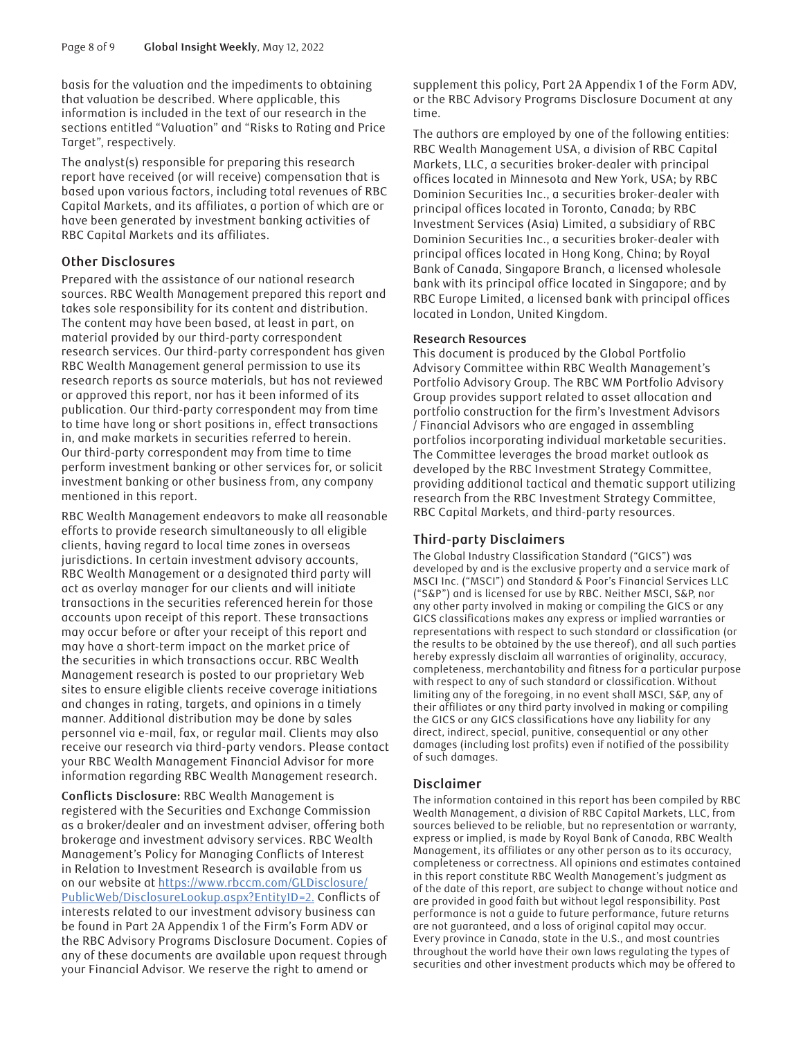basis for the valuation and the impediments to obtaining that valuation be described. Where applicable, this information is included in the text of our research in the sections entitled "Valuation" and "Risks to Rating and Price Target", respectively.

The analyst(s) responsible for preparing this research report have received (or will receive) compensation that is based upon various factors, including total revenues of RBC Capital Markets, and its affiliates, a portion of which are or have been generated by investment banking activities of RBC Capital Markets and its affiliates.

## Other Disclosures

Prepared with the assistance of our national research sources. RBC Wealth Management prepared this report and takes sole responsibility for its content and distribution. The content may have been based, at least in part, on material provided by our third-party correspondent research services. Our third-party correspondent has given RBC Wealth Management general permission to use its research reports as source materials, but has not reviewed or approved this report, nor has it been informed of its publication. Our third-party correspondent may from time to time have long or short positions in, effect transactions in, and make markets in securities referred to herein. Our third-party correspondent may from time to time perform investment banking or other services for, or solicit investment banking or other business from, any company mentioned in this report.

RBC Wealth Management endeavors to make all reasonable efforts to provide research simultaneously to all eligible clients, having regard to local time zones in overseas jurisdictions. In certain investment advisory accounts, RBC Wealth Management or a designated third party will act as overlay manager for our clients and will initiate transactions in the securities referenced herein for those accounts upon receipt of this report. These transactions may occur before or after your receipt of this report and may have a short-term impact on the market price of the securities in which transactions occur. RBC Wealth Management research is posted to our proprietary Web sites to ensure eligible clients receive coverage initiations and changes in rating, targets, and opinions in a timely manner. Additional distribution may be done by sales personnel via e-mail, fax, or regular mail. Clients may also receive our research via third-party vendors. Please contact your RBC Wealth Management Financial Advisor for more information regarding RBC Wealth Management research.

**Conflicts Disclosure:** RBC Wealth Management is registered with the Securities and Exchange Commission as a broker/dealer and an investment adviser, offering both brokerage and investment advisory services. RBC Wealth Management's Policy for Managing Conflicts of Interest in Relation to Investment Research is available from us on our website at https://www.rbccm.com/GLDisclosure/PublicWeb/DisclosureLookup.aspx?EntityID=2. Conflicts of interests related to our investment advisory business can be found in Part 2A Appendix 1 of the Firm's Form ADV or the RBC Advisory Programs Disclosure Document. Copies of any of these documents are available upon request through your Financial Advisor. We reserve the right to amend or supplement this policy, Part 2A Appendix 1 of the Form ADV, or the RBC Advisory Programs Disclosure Document at any time.

The authors are employed by one of the following entities: RBC Wealth Management USA, a division of RBC Capital Markets, LLC, a securities broker-dealer with principal offices located in Minnesota and New York, USA; by RBC Dominion Securities Inc., a securities broker-dealer with principal offices located in Toronto, Canada; by RBC Investment Services (Asia) Limited, a subsidiary of RBC Dominion Securities Inc., a securities broker-dealer with principal offices located in Hong Kong, China; by Royal Bank of Canada, Singapore Branch, a licensed wholesale bank with its principal office located in Singapore; and by RBC Europe Limited, a licensed bank with principal offices located in London, United Kingdom.

### Research Resources

This document is produced by the Global Portfolio Advisory Committee within RBC Wealth Management's Portfolio Advisory Group. The RBC WM Portfolio Advisory Group provides support related to asset allocation and portfolio construction for the firm's Investment Advisors / Financial Advisors who are engaged in assembling portfolios incorporating individual marketable securities. The Committee leverages the broad market outlook as developed by the RBC Investment Strategy Committee, providing additional tactical and thematic support utilizing research from the RBC Investment Strategy Committee, RBC Capital Markets, and third-party resources.

## Third-party Disclaimers

The Global Industry Classification Standard ("GICS") was developed by and is the exclusive property and a service mark of MSCI Inc. ("MSCI") and Standard & Poor's Financial Services LLC ("S&P") and is licensed for use by RBC. Neither MSCI, S&P, nor any other party involved in making or compiling the GICS or any GICS classifications makes any express or implied warranties or representations with respect to such standard or classification (or the results to be obtained by the use thereof), and all such parties hereby expressly disclaim all warranties of originality, accuracy, completeness, merchantability and fitness for a particular purpose with respect to any of such standard or classification. Without limiting any of the foregoing, in no event shall MSCI, S&P, any of their affiliates or any third party involved in making or compiling the GICS or any GICS classifications have any liability for any direct, indirect, special, punitive, consequential or any other damages (including lost profits) even if notified of the possibility of such damages.

## Disclaimer

The information contained in this report has been compiled by RBC Wealth Management, a division of RBC Capital Markets, LLC, from sources believed to be reliable, but no representation or warranty, express or implied, is made by Royal Bank of Canada, RBC Wealth Management, its affiliates or any other person as to its accuracy, completeness or correctness. All opinions and estimates contained in this report constitute RBC Wealth Management's judgment as of the date of this report, are subject to change without notice and are provided in good faith but without legal responsibility. Past performance is not a guide to future performance, future returns are not guaranteed, and a loss of original capital may occur. Every province in Canada, state in the U.S., and most countries throughout the world have their own laws regulating the types of securities and other investment products which may be offered to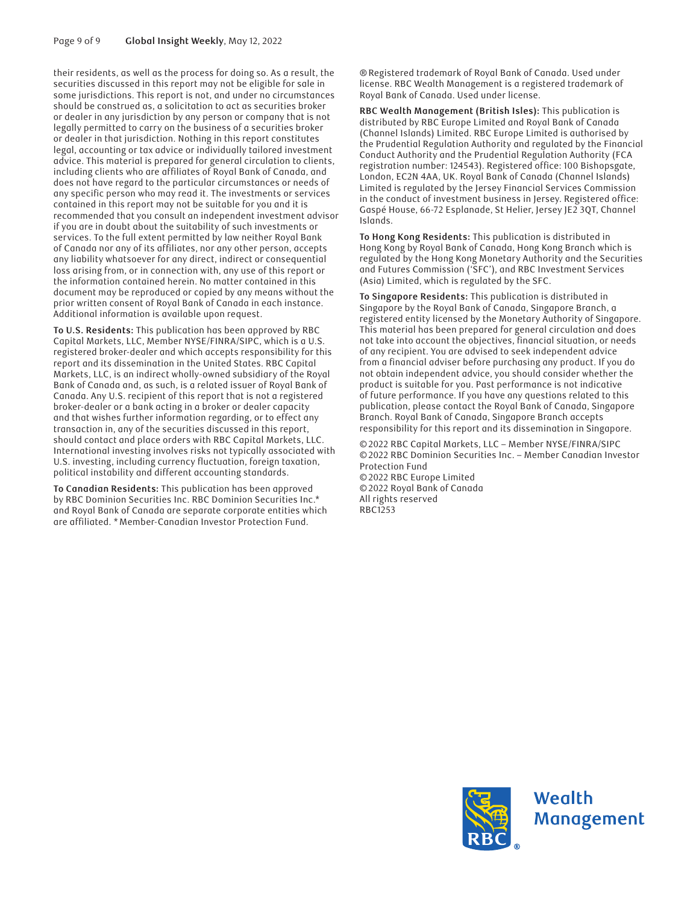their residents, as well as the process for doing so. As a result, the securities discussed in this report may not be eligible for sale in some jurisdictions. This report is not, and under no circumstances should be construed as, a solicitation to act as securities broker or dealer in any jurisdiction by any person or company that is not legally permitted to carry on the business of a securities broker or dealer in that jurisdiction. Nothing in this report constitutes legal, accounting or tax advice or individually tailored investment advice. This material is prepared for general circulation to clients, including clients who are affiliates of Royal Bank of Canada, and does not have regard to the particular circumstances or needs of any specific person who may read it. The investments or services contained in this report may not be suitable for you and it is recommended that you consult an independent investment advisor if you are in doubt about the suitability of such investments or services. To the full extent permitted by law neither Royal Bank of Canada nor any of its affiliates, nor any other person, accepts any liability whatsoever for any direct, indirect or consequential loss arising from, or in connection with, any use of this report or the information contained herein. No matter contained in this document may be reproduced or copied by any means without the prior written consent of Royal Bank of Canada in each instance. Additional information is available upon request.

**To U.S. Residents:** This publication has been approved by RBC Capital Markets, LLC, Member NYSE/FINRA/SIPC, which is a U.S. registered broker-dealer and which accepts responsibility for this report and its dissemination in the United States. RBC Capital Markets, LLC, is an indirect wholly-owned subsidiary of the Royal Bank of Canada and, as such, is a related issuer of Royal Bank of Canada. Any U.S. recipient of this report that is not a registered broker-dealer or a bank acting in a broker or dealer capacity and that wishes further information regarding, or to effect any transaction in, any of the securities discussed in this report, should contact and place orders with RBC Capital Markets, LLC. International investing involves risks not typically associated with U.S. investing, including currency fluctuation, foreign taxation, political instability and different accounting standards.

**To Canadian Residents:** This publication has been approved by RBC Dominion Securities Inc. RBC Dominion Securities Inc.* and Royal Bank of Canada are separate corporate entities which are affiliated. *Member-Canadian Investor Protection Fund.

® Registered trademark of Royal Bank of Canada. Used under license. RBC Wealth Management is a registered trademark of Royal Bank of Canada. Used under license.

**RBC Wealth Management (British Isles):** This publication is distributed by RBC Europe Limited and Royal Bank of Canada (Channel Islands) Limited. RBC Europe Limited is authorised by the Prudential Regulation Authority and regulated by the Financial Conduct Authority and the Prudential Regulation Authority (FCA registration number: 124543). Registered office: 100 Bishopsgate, London, EC2N 4AA, UK. Royal Bank of Canada (Channel Islands) Limited is regulated by the Jersey Financial Services Commission in the conduct of investment business in Jersey. Registered office: Gaspé House, 66-72 Esplanade, St Helier, Jersey JE2 3QT, Channel Islands.

**To Hong Kong Residents:** This publication is distributed in Hong Kong by Royal Bank of Canada, Hong Kong Branch which is regulated by the Hong Kong Monetary Authority and the Securities and Futures Commission ('SFC'), and RBC Investment Services (Asia) Limited, which is regulated by the SFC.

**To Singapore Residents:** This publication is distributed in Singapore by the Royal Bank of Canada, Singapore Branch, a registered entity licensed by the Monetary Authority of Singapore. This material has been prepared for general circulation and does not take into account the objectives, financial situation, or needs of any recipient. You are advised to seek independent advice from a financial adviser before purchasing any product. If you do not obtain independent advice, you should consider whether the product is suitable for you. Past performance is not indicative of future performance. If you have any questions related to this publication, please contact the Royal Bank of Canada, Singapore Branch. Royal Bank of Canada, Singapore Branch accepts responsibility for this report and its dissemination in Singapore.

© 2022 RBC Capital Markets, LLC – Member NYSE/FINRA/SIPC
© 2022 RBC Dominion Securities Inc. – Member Canadian Investor Protection Fund
© 2022 RBC Europe Limited
© 2022 Royal Bank of Canada
All rights reserved
RBC1253

Wealth Management